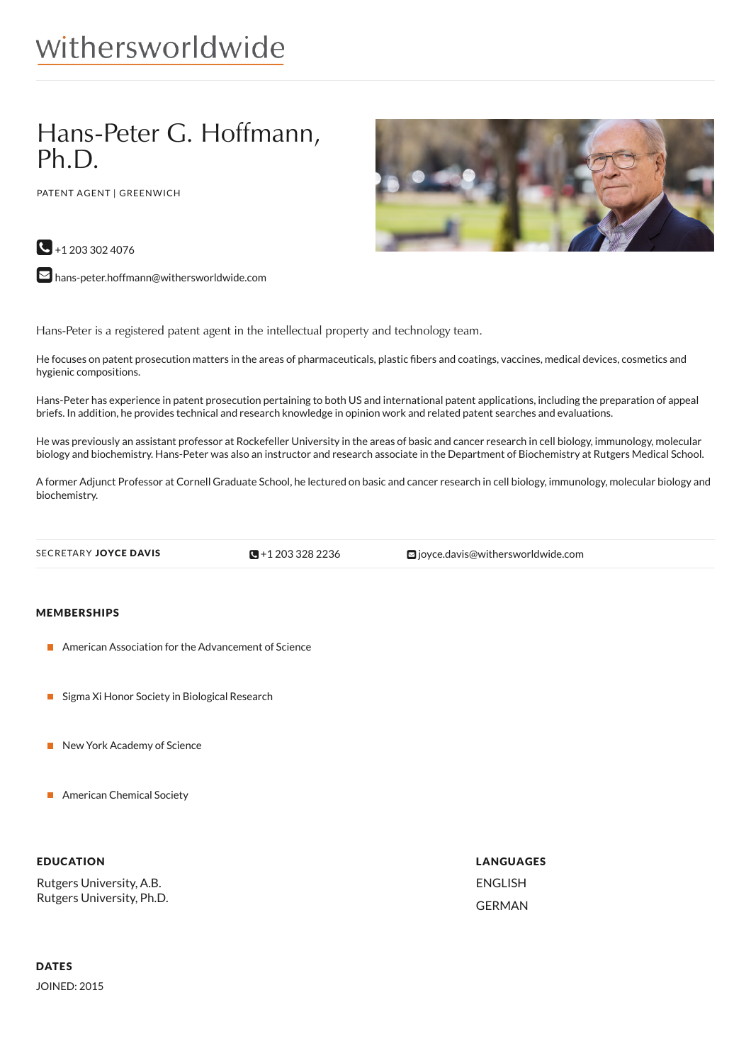withersworldwide

# Hans-Peter G. Hoffmann, Ph.D.

PATENT AGENT | GREENWICH

+1 203 302 4076

hans-peter.hoffmann@withersworldwide.com

Hans-Peter is a registered patent agent in the intellectual property and technology team.

He focuses on patent prosecution matters in the areas of pharmaceuticals, plastic fibers and coatings, vaccines, medical devices, cosmetics and hygienic compositions.

Hans-Peter has experience in patent prosecution pertaining to both US and international patent applications, including the preparation of appeal briefs. In addition, he provides technical and research knowledge in opinion work and related patent searches and evaluations.

He was previously an assistant professor at Rockefeller University in the areas of basic and cancer research in cell biology, immunology, molecular biology and biochemistry. Hans-Peter was also an instructor and research associate in the Department of Biochemistry at Rutgers Medical School.

A former Adjunct Professor at Cornell Graduate School, he lectured on basic and cancer research in cell biology, immunology, molecular biology and biochemistry.

SECRETARY **JOYCE DAVIS** +1 203 328 2236 joyce.davis@withersworldwide.com

## MEMBERSHIPS

- American Association for the Advancement of Science
- Sigma Xi Honor Society in Biological Research
- New York Academy of Science
- American Chemical Society

## EDUCATION

Rutgers University, A.B.
Rutgers University, Ph.D.

## LANGUAGES

ENGLISH

GERMAN

## DATES

JOINED: 2015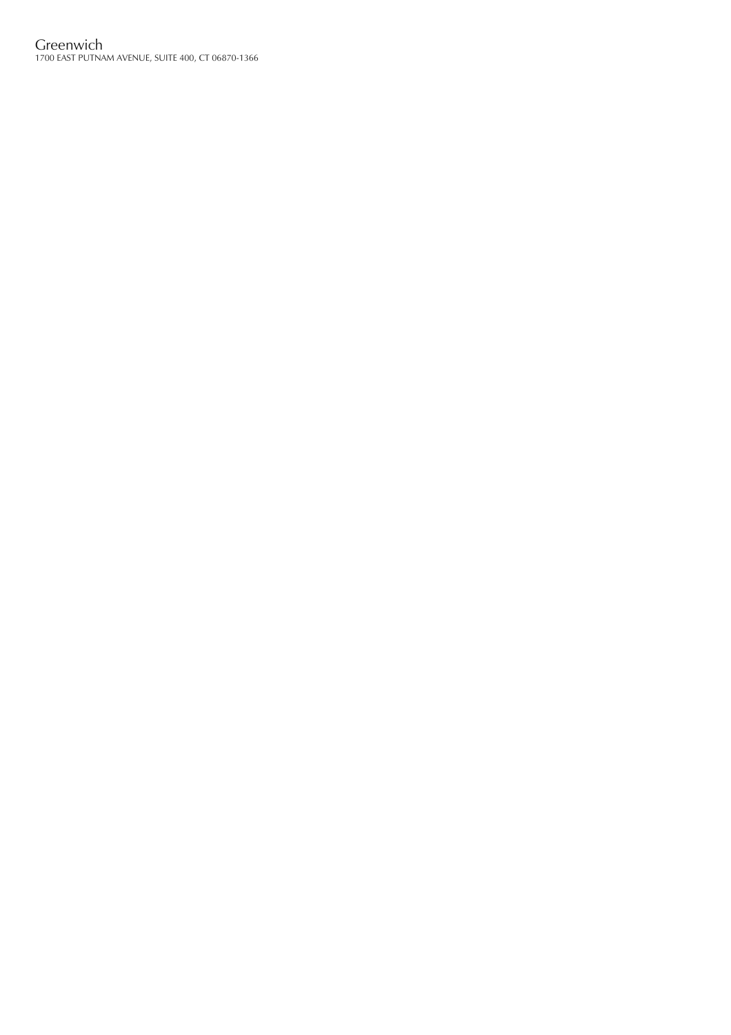Greenwich

1700 EAST PUTNAM AVENUE, SUITE 400, CT 06870-1366